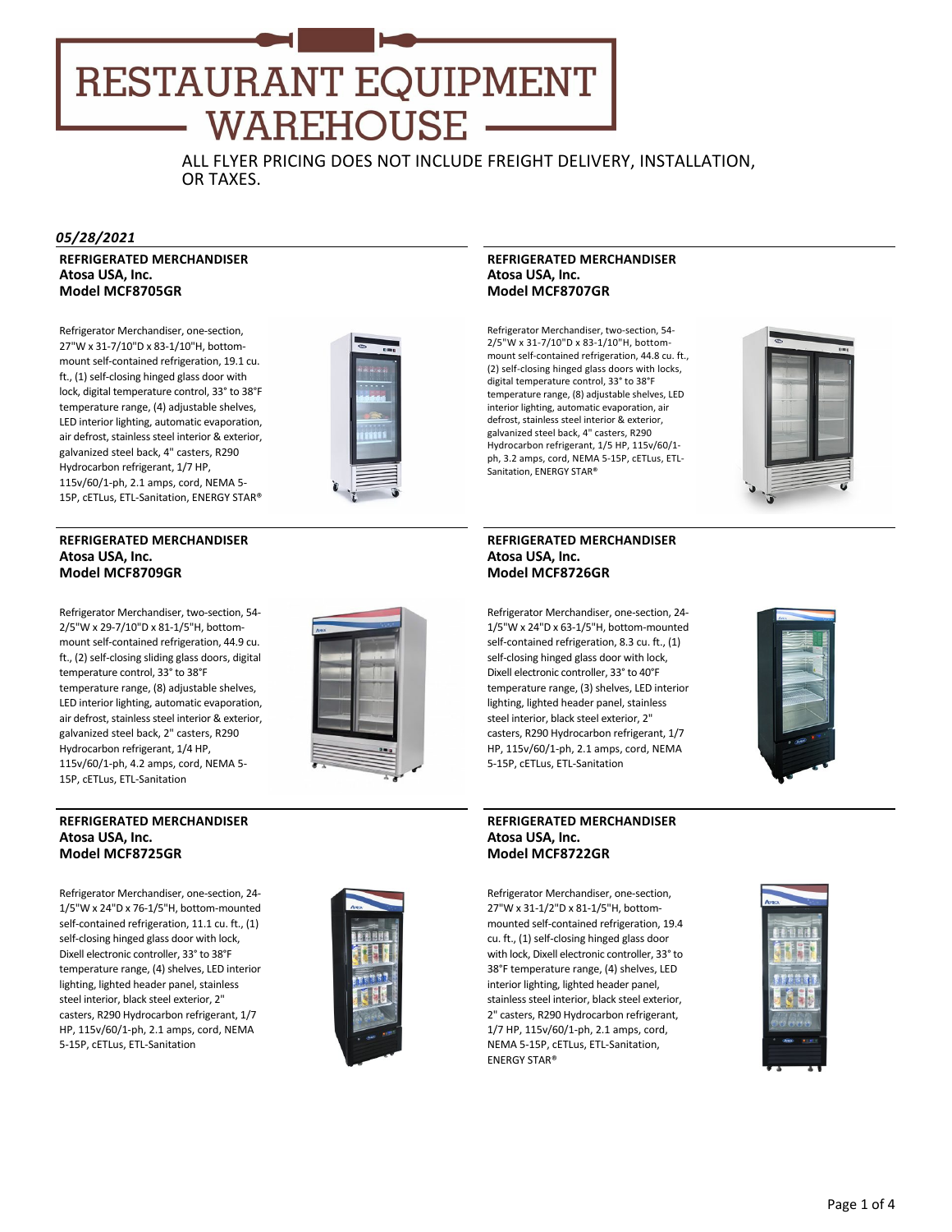# RESTAURANT EQUIPMENT WAREHOUSE

ALL FLYER PRICING DOES NOT INCLUDE FREIGHT DELIVERY, INSTALLATION, OR TAXES.

***05/28/2021***

**REFRIGERATED MERCHANDISER**
**Atosa USA, Inc.**
**Model MCF8705GR**

Refrigerator Merchandiser, one-section, 27"W x 31-7/10"D x 83-1/10"H, bottom-mount self-contained refrigeration, 19.1 cu. ft., (1) self-closing hinged glass door with lock, digital temperature control, 33° to 38°F temperature range, (4) adjustable shelves, LED interior lighting, automatic evaporation, air defrost, stainless steel interior & exterior, galvanized steel back, 4" casters, R290 Hydrocarbon refrigerant, 1/7 HP, 115v/60/1-ph, 2.1 amps, cord, NEMA 5-15P, cETLus, ETL-Sanitation, ENERGY STAR®

**REFRIGERATED MERCHANDISER**
**Atosa USA, Inc.**
**Model MCF8707GR**

Refrigerator Merchandiser, two-section, 54-2/5"W x 31-7/10"D x 83-1/10"H, bottom-mount self-contained refrigeration, 44.8 cu. ft., (2) self-closing hinged glass doors with locks, digital temperature control, 33° to 38°F temperature range, (8) adjustable shelves, LED interior lighting, automatic evaporation, air defrost, stainless steel interior & exterior, galvanized steel back, 4" casters, R290 Hydrocarbon refrigerant, 1/5 HP, 115v/60/1-ph, 3.2 amps, cord, NEMA 5-15P, cETLus, ETL-Sanitation, ENERGY STAR®

**REFRIGERATED MERCHANDISER**
**Atosa USA, Inc.**
**Model MCF8709GR**

Refrigerator Merchandiser, two-section, 54-2/5"W x 29-7/10"D x 81-1/5"H, bottom-mount self-contained refrigeration, 44.9 cu. ft., (2) self-closing sliding glass doors, digital temperature control, 33° to 38°F temperature range, (8) adjustable shelves, LED interior lighting, automatic evaporation, air defrost, stainless steel interior & exterior, galvanized steel back, 2" casters, R290 Hydrocarbon refrigerant, 1/4 HP, 115v/60/1-ph, 4.2 amps, cord, NEMA 5-15P, cETLus, ETL-Sanitation

**REFRIGERATED MERCHANDISER**
**Atosa USA, Inc.**
**Model MCF8726GR**

Refrigerator Merchandiser, one-section, 24-1/5"W x 24"D x 63-1/5"H, bottom-mounted self-contained refrigeration, 8.3 cu. ft., (1) self-closing hinged glass door with lock, Dixell electronic controller, 33° to 40°F temperature range, (3) shelves, LED interior lighting, lighted header panel, stainless steel interior, black steel exterior, 2" casters, R290 Hydrocarbon refrigerant, 1/7 HP, 115v/60/1-ph, 2.1 amps, cord, NEMA 5-15P, cETLus, ETL-Sanitation

**REFRIGERATED MERCHANDISER**
**Atosa USA, Inc.**
**Model MCF8725GR**

Refrigerator Merchandiser, one-section, 24-1/5"W x 24"D x 76-1/5"H, bottom-mounted self-contained refrigeration, 11.1 cu. ft., (1) self-closing hinged glass door with lock, Dixell electronic controller, 33° to 38°F temperature range, (4) shelves, LED interior lighting, lighted header panel, stainless steel interior, black steel exterior, 2" casters, R290 Hydrocarbon refrigerant, 1/7 HP, 115v/60/1-ph, 2.1 amps, cord, NEMA 5-15P, cETLus, ETL-Sanitation

**REFRIGERATED MERCHANDISER**
**Atosa USA, Inc.**
**Model MCF8722GR**

Refrigerator Merchandiser, one-section, 27"W x 31-1/2"D x 81-1/5"H, bottom-mounted self-contained refrigeration, 19.4 cu. ft., (1) self-closing hinged glass door with lock, Dixell electronic controller, 33° to 38°F temperature range, (4) shelves, LED interior lighting, lighted header panel, stainless steel interior, black steel exterior, 2" casters, R290 Hydrocarbon refrigerant, 1/7 HP, 115v/60/1-ph, 2.1 amps, cord, NEMA 5-15P, cETLus, ETL-Sanitation, ENERGY STAR®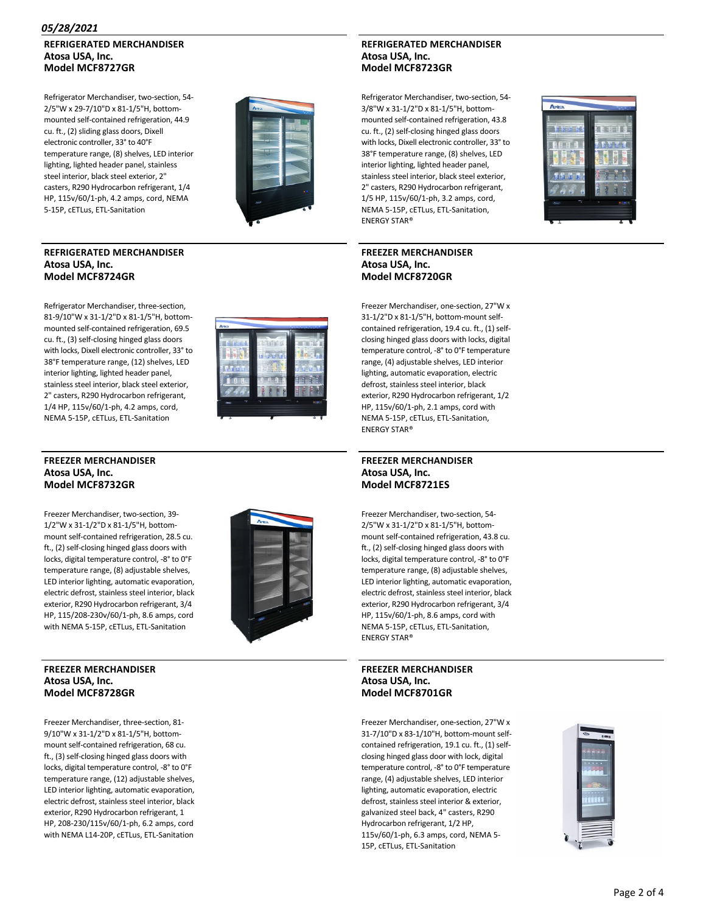*05/28/2021*

**REFRIGERATED MERCHANDISER**
**Atosa USA, Inc.**
**Model MCF8727GR**

Refrigerator Merchandiser, two-section, 54-2/5"W x 29-7/10"D x 81-1/5"H, bottom-mounted self-contained refrigeration, 44.9 cu. ft., (2) sliding glass doors, Dixell electronic controller, 33° to 40°F temperature range, (8) shelves, LED interior lighting, lighted header panel, stainless steel interior, black steel exterior, 2" casters, R290 Hydrocarbon refrigerant, 1/4 HP, 115v/60/1-ph, 4.2 amps, cord, NEMA 5-15P, cETLus, ETL-Sanitation

**REFRIGERATED MERCHANDISER**
**Atosa USA, Inc.**
**Model MCF8723GR**

Refrigerator Merchandiser, two-section, 54-3/8"W x 31-1/2"D x 81-1/5"H, bottom-mounted self-contained refrigeration, 43.8 cu. ft., (2) self-closing hinged glass doors with locks, Dixell electronic controller, 33° to 38°F temperature range, (8) shelves, LED interior lighting, lighted header panel, stainless steel interior, black steel exterior, 2" casters, R290 Hydrocarbon refrigerant, 1/5 HP, 115v/60/1-ph, 3.2 amps, cord, NEMA 5-15P, cETLus, ETL-Sanitation, ENERGY STAR®

**REFRIGERATED MERCHANDISER**
**Atosa USA, Inc.**
**Model MCF8724GR**

Refrigerator Merchandiser, three-section, 81-9/10"W x 31-1/2"D x 81-1/5"H, bottom-mounted self-contained refrigeration, 69.5 cu. ft., (3) self-closing hinged glass doors with locks, Dixell electronic controller, 33° to 38°F temperature range, (12) shelves, LED interior lighting, lighted header panel, stainless steel interior, black steel exterior, 2" casters, R290 Hydrocarbon refrigerant, 1/4 HP, 115v/60/1-ph, 4.2 amps, cord, NEMA 5-15P, cETLus, ETL-Sanitation

**FREEZER MERCHANDISER**
**Atosa USA, Inc.**
**Model MCF8720GR**

Freezer Merchandiser, one-section, 27"W x 31-1/2"D x 81-1/5"H, bottom-mount self-contained refrigeration, 19.4 cu. ft., (1) self-closing hinged glass doors with locks, digital temperature control, -8° to 0°F temperature range, (4) adjustable shelves, LED interior lighting, automatic evaporation, electric defrost, stainless steel interior, black exterior, R290 Hydrocarbon refrigerant, 1/2 HP, 115v/60/1-ph, 2.1 amps, cord with NEMA 5-15P, cETLus, ETL-Sanitation, ENERGY STAR®

**FREEZER MERCHANDISER**
**Atosa USA, Inc.**
**Model MCF8732GR**

Freezer Merchandiser, two-section, 39-1/2"W x 31-1/2"D x 81-1/5"H, bottom-mount self-contained refrigeration, 28.5 cu. ft., (2) self-closing hinged glass doors with locks, digital temperature control, -8° to 0°F temperature range, (8) adjustable shelves, LED interior lighting, automatic evaporation, electric defrost, stainless steel interior, black exterior, R290 Hydrocarbon refrigerant, 3/4 HP, 115/208-230v/60/1-ph, 8.6 amps, cord with NEMA 5-15P, cETLus, ETL-Sanitation

**FREEZER MERCHANDISER**
**Atosa USA, Inc.**
**Model MCF8721ES**

Freezer Merchandiser, two-section, 54-2/5"W x 31-1/2"D x 81-1/5"H, bottom-mount self-contained refrigeration, 43.8 cu. ft., (2) self-closing hinged glass doors with locks, digital temperature control, -8° to 0°F temperature range, (8) adjustable shelves, LED interior lighting, automatic evaporation, electric defrost, stainless steel interior, black exterior, R290 Hydrocarbon refrigerant, 3/4 HP, 115v/60/1-ph, 8.6 amps, cord with NEMA 5-15P, cETLus, ETL-Sanitation, ENERGY STAR®

**FREEZER MERCHANDISER**
**Atosa USA, Inc.**
**Model MCF8728GR**

Freezer Merchandiser, three-section, 81-9/10"W x 31-1/2"D x 81-1/5"H, bottom-mount self-contained refrigeration, 68 cu. ft., (3) self-closing hinged glass doors with locks, digital temperature control, -8° to 0°F temperature range, (12) adjustable shelves, LED interior lighting, automatic evaporation, electric defrost, stainless steel interior, black exterior, R290 Hydrocarbon refrigerant, 1 HP, 208-230/115v/60/1-ph, 6.2 amps, cord with NEMA L14-20P, cETLus, ETL-Sanitation

**FREEZER MERCHANDISER**
**Atosa USA, Inc.**
**Model MCF8701GR**

Freezer Merchandiser, one-section, 27"W x 31-7/10"D x 83-1/10"H, bottom-mount self-contained refrigeration, 19.1 cu. ft., (1) self-closing hinged glass door with lock, digital temperature control, -8° to 0°F temperature range, (4) adjustable shelves, LED interior lighting, automatic evaporation, electric defrost, stainless steel interior & exterior, galvanized steel back, 4" casters, R290 Hydrocarbon refrigerant, 1/2 HP, 115v/60/1-ph, 6.3 amps, cord, NEMA 5-15P, cETLus, ETL-Sanitation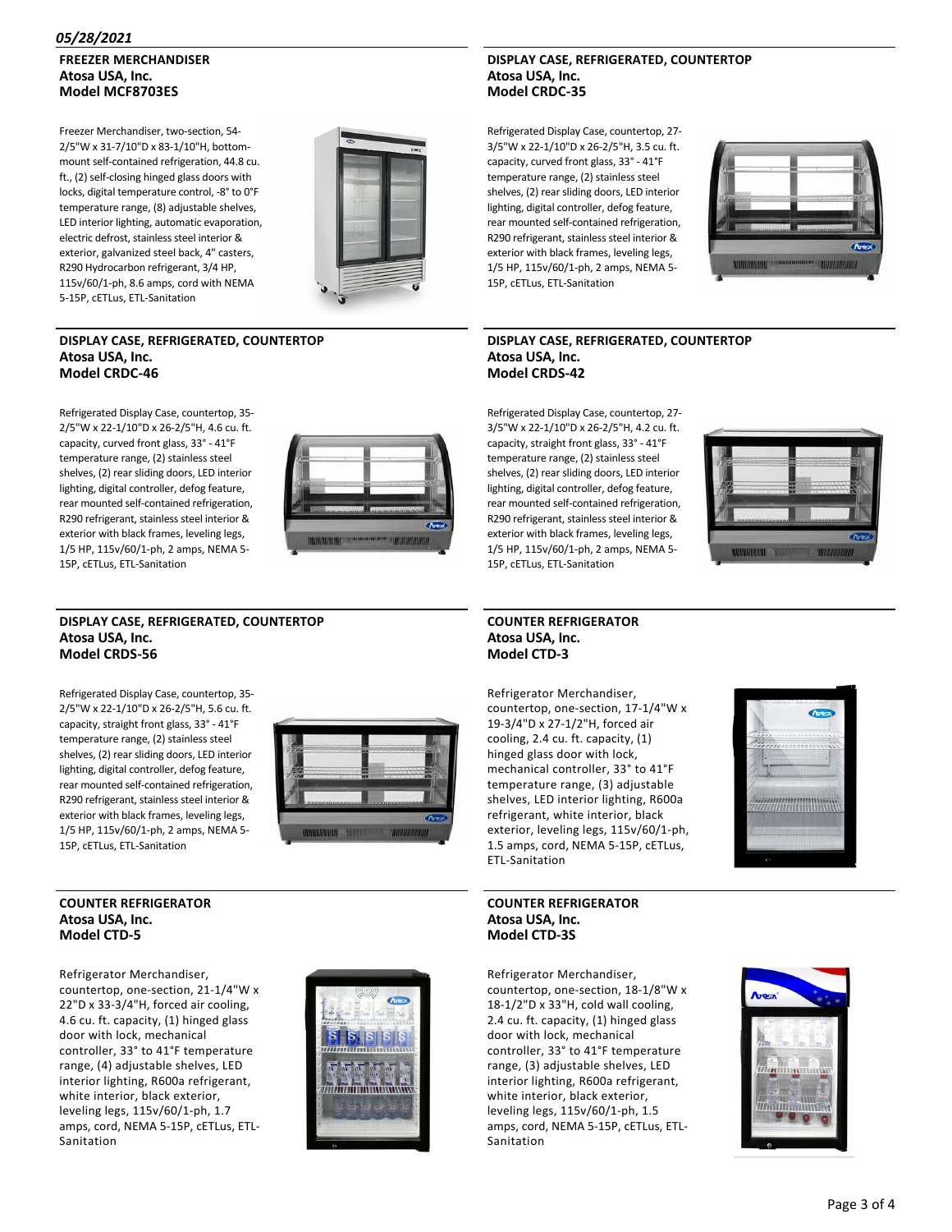*05/28/2021*

**FREEZER MERCHANDISER**
**Atosa USA, Inc.**
**Model MCF8703ES**

Freezer Merchandiser, two-section, 54-2/5"W x 31-7/10"D x 83-1/10"H, bottom-mount self-contained refrigeration, 44.8 cu. ft., (2) self-closing hinged glass doors with locks, digital temperature control, -8° to 0°F temperature range, (8) adjustable shelves, LED interior lighting, automatic evaporation, electric defrost, stainless steel interior & exterior, galvanized steel back, 4" casters, R290 Hydrocarbon refrigerant, 3/4 HP, 115v/60/1-ph, 8.6 amps, cord with NEMA 5-15P, cETLus, ETL-Sanitation

**DISPLAY CASE, REFRIGERATED, COUNTERTOP**
**Atosa USA, Inc.**
**Model CRDC-35**

Refrigerated Display Case, countertop, 27-3/5"W x 22-1/10"D x 26-2/5"H, 3.5 cu. ft. capacity, curved front glass, 33° - 41°F temperature range, (2) stainless steel shelves, (2) rear sliding doors, LED interior lighting, digital controller, defog feature, rear mounted self-contained refrigeration, R290 refrigerant, stainless steel interior & exterior with black frames, leveling legs, 1/5 HP, 115v/60/1-ph, 2 amps, NEMA 5-15P, cETLus, ETL-Sanitation

**DISPLAY CASE, REFRIGERATED, COUNTERTOP**
**Atosa USA, Inc.**
**Model CRDC-46**

Refrigerated Display Case, countertop, 35-2/5"W x 22-1/10"D x 26-2/5"H, 4.6 cu. ft. capacity, curved front glass, 33° - 41°F temperature range, (2) stainless steel shelves, (2) rear sliding doors, LED interior lighting, digital controller, defog feature, rear mounted self-contained refrigeration, R290 refrigerant, stainless steel interior & exterior with black frames, leveling legs, 1/5 HP, 115v/60/1-ph, 2 amps, NEMA 5-15P, cETLus, ETL-Sanitation

**DISPLAY CASE, REFRIGERATED, COUNTERTOP**
**Atosa USA, Inc.**
**Model CRDS-42**

Refrigerated Display Case, countertop, 27-3/5"W x 22-1/10"D x 26-2/5"H, 4.2 cu. ft. capacity, straight front glass, 33° - 41°F temperature range, (2) stainless steel shelves, (2) rear sliding doors, LED interior lighting, digital controller, defog feature, rear mounted self-contained refrigeration, R290 refrigerant, stainless steel interior & exterior with black frames, leveling legs, 1/5 HP, 115v/60/1-ph, 2 amps, NEMA 5-15P, cETLus, ETL-Sanitation

**DISPLAY CASE, REFRIGERATED, COUNTERTOP**
**Atosa USA, Inc.**
**Model CRDS-56**

Refrigerated Display Case, countertop, 35-2/5"W x 22-1/10"D x 26-2/5"H, 5.6 cu. ft. capacity, straight front glass, 33° - 41°F temperature range, (2) stainless steel shelves, (2) rear sliding doors, LED interior lighting, digital controller, defog feature, rear mounted self-contained refrigeration, R290 refrigerant, stainless steel interior & exterior with black frames, leveling legs, 1/5 HP, 115v/60/1-ph, 2 amps, NEMA 5-15P, cETLus, ETL-Sanitation

**COUNTER REFRIGERATOR**
**Atosa USA, Inc.**
**Model CTD-3**

Refrigerator Merchandiser, countertop, one-section, 17-1/4"W x 19-3/4"D x 27-1/2"H, forced air cooling, 2.4 cu. ft. capacity, (1) hinged glass door with lock, mechanical controller, 33° to 41°F temperature range, (3) adjustable shelves, LED interior lighting, R600a refrigerant, white interior, black exterior, leveling legs, 115v/60/1-ph, 1.5 amps, cord, NEMA 5-15P, cETLus, ETL-Sanitation

**COUNTER REFRIGERATOR**
**Atosa USA, Inc.**
**Model CTD-5**

Refrigerator Merchandiser, countertop, one-section, 21-1/4"W x 22"D x 33-3/4"H, forced air cooling, 4.6 cu. ft. capacity, (1) hinged glass door with lock, mechanical controller, 33° to 41°F temperature range, (4) adjustable shelves, LED interior lighting, R600a refrigerant, white interior, black exterior, leveling legs, 115v/60/1-ph, 1.7 amps, cord, NEMA 5-15P, cETLus, ETL-Sanitation

**COUNTER REFRIGERATOR**
**Atosa USA, Inc.**
**Model CTD-3S**

Refrigerator Merchandiser, countertop, one-section, 18-1/8"W x 18-1/2"D x 33"H, cold wall cooling, 2.4 cu. ft. capacity, (1) hinged glass door with lock, mechanical controller, 33° to 41°F temperature range, (3) adjustable shelves, LED interior lighting, R600a refrigerant, white interior, black exterior, leveling legs, 115v/60/1-ph, 1.5 amps, cord, NEMA 5-15P, cETLus, ETL-Sanitation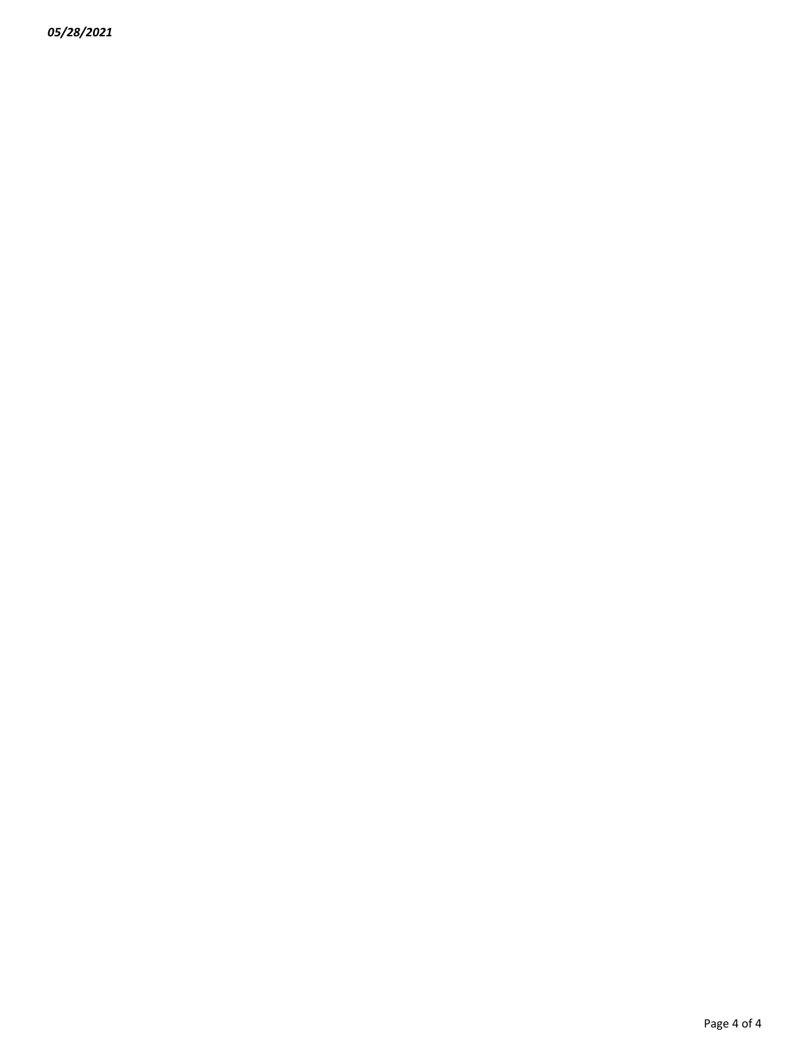***05/28/2021***